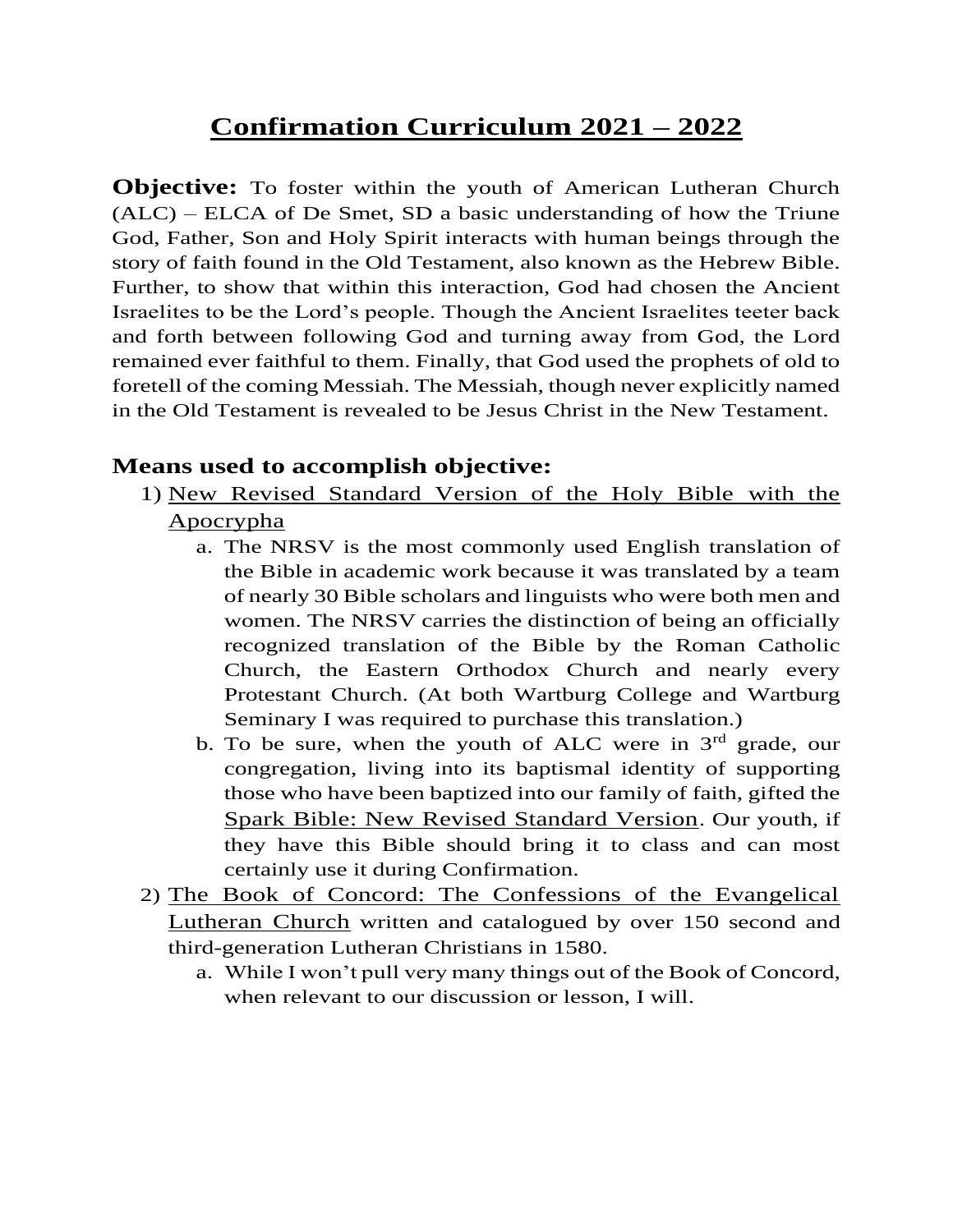# Confirmation Curriculum 2021 – 2022

**Objective:** To foster within the youth of American Lutheran Church (ALC) – ELCA of De Smet, SD a basic understanding of how the Triune God, Father, Son and Holy Spirit interacts with human beings through the story of faith found in the Old Testament, also known as the Hebrew Bible. Further, to show that within this interaction, God had chosen the Ancient Israelites to be the Lord's people. Though the Ancient Israelites teeter back and forth between following God and turning away from God, the Lord remained ever faithful to them. Finally, that God used the prophets of old to foretell of the coming Messiah. The Messiah, though never explicitly named in the Old Testament is revealed to be Jesus Christ in the New Testament.

## Means used to accomplish objective:

1) New Revised Standard Version of the Holy Bible with the Apocrypha
   a. The NRSV is the most commonly used English translation of the Bible in academic work because it was translated by a team of nearly 30 Bible scholars and linguists who were both men and women. The NRSV carries the distinction of being an officially recognized translation of the Bible by the Roman Catholic Church, the Eastern Orthodox Church and nearly every Protestant Church. (At both Wartburg College and Wartburg Seminary I was required to purchase this translation.)
   b. To be sure, when the youth of ALC were in 3rd grade, our congregation, living into its baptismal identity of supporting those who have been baptized into our family of faith, gifted the Spark Bible: New Revised Standard Version. Our youth, if they have this Bible should bring it to class and can most certainly use it during Confirmation.
2) The Book of Concord: The Confessions of the Evangelical Lutheran Church written and catalogued by over 150 second and third-generation Lutheran Christians in 1580.
   a. While I won't pull very many things out of the Book of Concord, when relevant to our discussion or lesson, I will.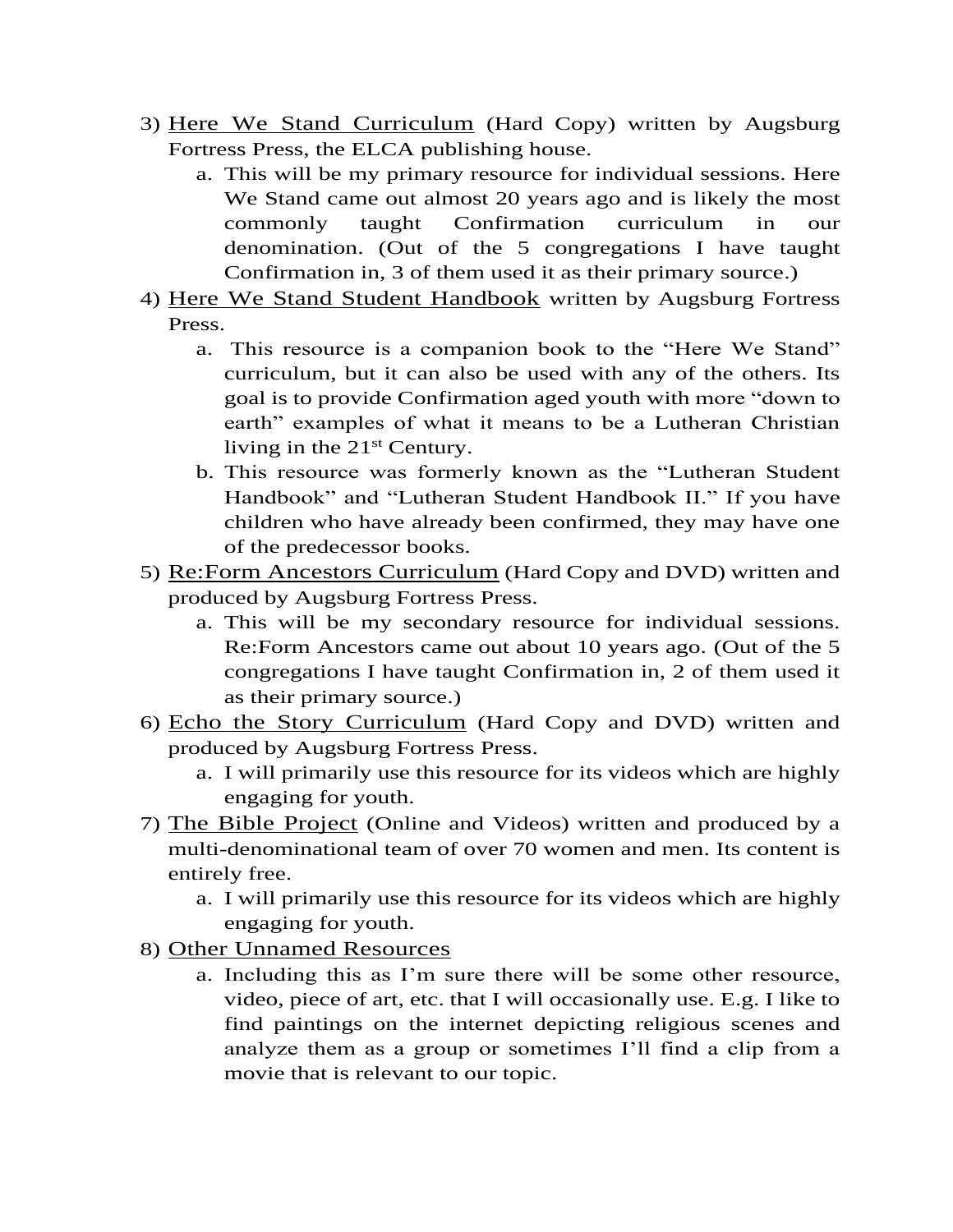3) <u>Here We Stand Curriculum</u> (Hard Copy) written by Augsburg Fortress Press, the ELCA publishing house.
    a. This will be my primary resource for individual sessions. Here We Stand came out almost 20 years ago and is likely the most commonly taught Confirmation curriculum in our denomination. (Out of the 5 congregations I have taught Confirmation in, 3 of them used it as their primary source.)
4) <u>Here We Stand Student Handbook</u> written by Augsburg Fortress Press.
    a. This resource is a companion book to the "Here We Stand" curriculum, but it can also be used with any of the others. Its goal is to provide Confirmation aged youth with more "down to earth" examples of what it means to be a Lutheran Christian living in the 21st Century.
    b. This resource was formerly known as the "Lutheran Student Handbook" and "Lutheran Student Handbook II." If you have children who have already been confirmed, they may have one of the predecessor books.
5) <u>Re:Form Ancestors Curriculum</u> (Hard Copy and DVD) written and produced by Augsburg Fortress Press.
    a. This will be my secondary resource for individual sessions. Re:Form Ancestors came out about 10 years ago. (Out of the 5 congregations I have taught Confirmation in, 2 of them used it as their primary source.)
6) <u>Echo the Story Curriculum</u> (Hard Copy and DVD) written and produced by Augsburg Fortress Press.
    a. I will primarily use this resource for its videos which are highly engaging for youth.
7) <u>The Bible Project</u> (Online and Videos) written and produced by a multi-denominational team of over 70 women and men. Its content is entirely free.
    a. I will primarily use this resource for its videos which are highly engaging for youth.
8) <u>Other Unnamed Resources</u>
    a. Including this as I'm sure there will be some other resource, video, piece of art, etc. that I will occasionally use. E.g. I like to find paintings on the internet depicting religious scenes and analyze them as a group or sometimes I'll find a clip from a movie that is relevant to our topic.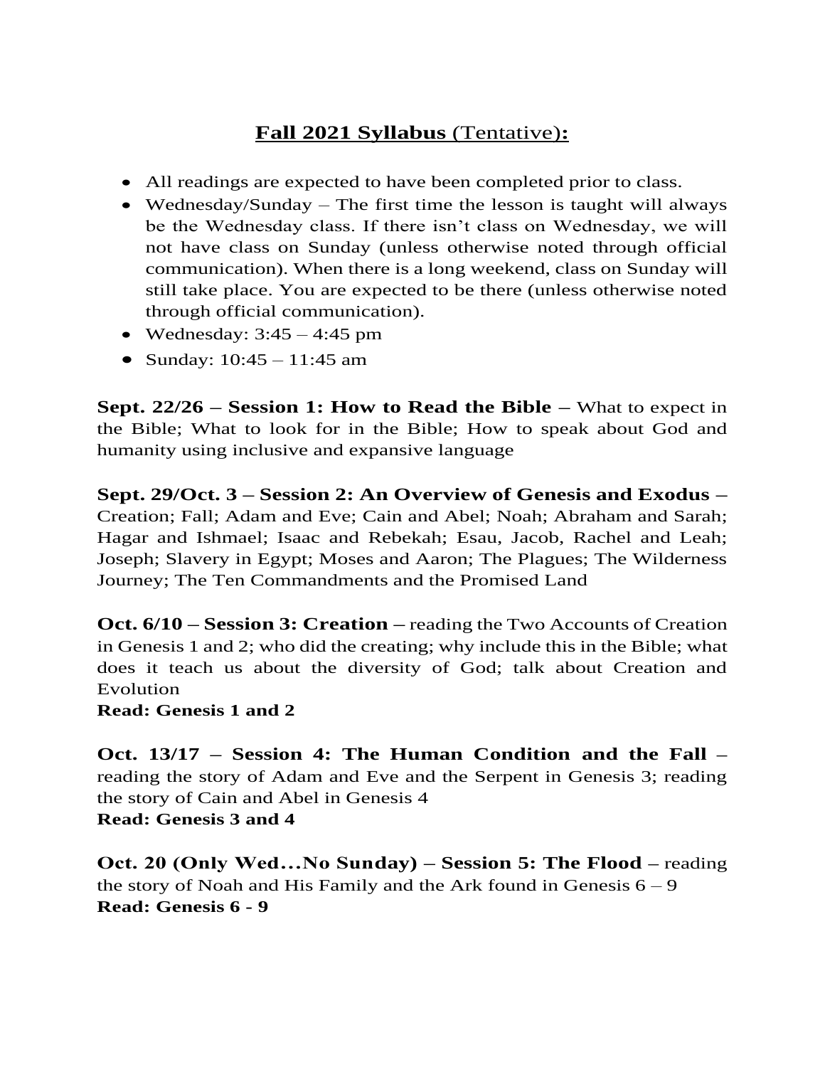## <u>**Fall 2021 Syllabus**</u> (Tentative)**:**

- All readings are expected to have been completed prior to class.
- Wednesday/Sunday – The first time the lesson is taught will always be the Wednesday class. If there isn't class on Wednesday, we will not have class on Sunday (unless otherwise noted through official communication). When there is a long weekend, class on Sunday will still take place. You are expected to be there (unless otherwise noted through official communication).
- Wednesday: 3:45 – 4:45 pm
- Sunday: 10:45 – 11:45 am

**Sept. 22/26 – Session 1: How to Read the Bible** – What to expect in the Bible; What to look for in the Bible; How to speak about God and humanity using inclusive and expansive language

**Sept. 29/Oct. 3 – Session 2: An Overview of Genesis and Exodus** – Creation; Fall; Adam and Eve; Cain and Abel; Noah; Abraham and Sarah; Hagar and Ishmael; Isaac and Rebekah; Esau, Jacob, Rachel and Leah; Joseph; Slavery in Egypt; Moses and Aaron; The Plagues; The Wilderness Journey; The Ten Commandments and the Promised Land

**Oct. 6/10 – Session 3: Creation** – reading the Two Accounts of Creation in Genesis 1 and 2; who did the creating; why include this in the Bible; what does it teach us about the diversity of God; talk about Creation and Evolution
**Read: Genesis 1 and 2**

**Oct. 13/17 – Session 4: The Human Condition and the Fall** – reading the story of Adam and Eve and the Serpent in Genesis 3; reading the story of Cain and Abel in Genesis 4
**Read: Genesis 3 and 4**

**Oct. 20 (Only Wed…No Sunday) – Session 5: The Flood** – reading the story of Noah and His Family and the Ark found in Genesis 6 – 9
**Read: Genesis 6 - 9**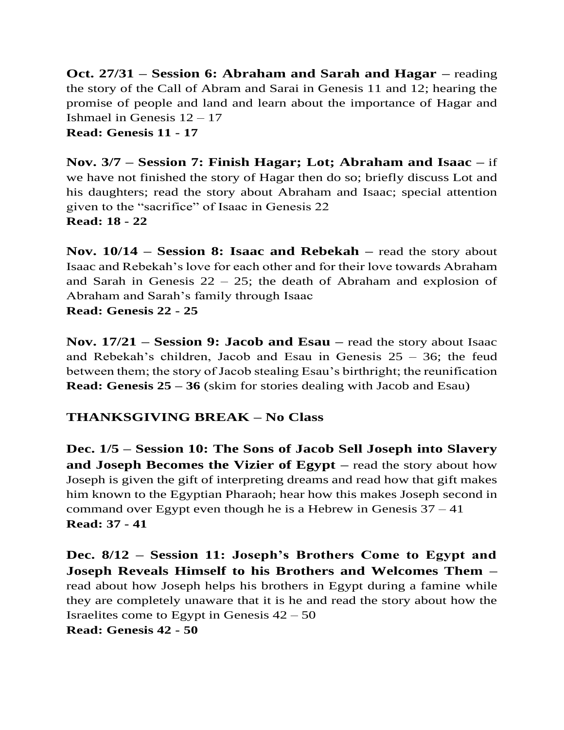**Oct. 27/31 – Session 6: Abraham and Sarah and Hagar** – reading the story of the Call of Abram and Sarai in Genesis 11 and 12; hearing the promise of people and land and learn about the importance of Hagar and Ishmael in Genesis 12 – 17
**Read: Genesis 11 - 17**

**Nov. 3/7 – Session 7: Finish Hagar; Lot; Abraham and Isaac** – if we have not finished the story of Hagar then do so; briefly discuss Lot and his daughters; read the story about Abraham and Isaac; special attention given to the "sacrifice" of Isaac in Genesis 22
**Read: 18 - 22**

**Nov. 10/14 – Session 8: Isaac and Rebekah** – read the story about Isaac and Rebekah's love for each other and for their love towards Abraham and Sarah in Genesis 22 – 25; the death of Abraham and explosion of Abraham and Sarah's family through Isaac
**Read: Genesis 22 - 25**

**Nov. 17/21 – Session 9: Jacob and Esau** – read the story about Isaac and Rebekah's children, Jacob and Esau in Genesis 25 – 36; the feud between them; the story of Jacob stealing Esau's birthright; the reunification
**Read: Genesis 25 – 36** (skim for stories dealing with Jacob and Esau)

**THANKSGIVING BREAK – No Class**

**Dec. 1/5 – Session 10: The Sons of Jacob Sell Joseph into Slavery and Joseph Becomes the Vizier of Egypt** – read the story about how Joseph is given the gift of interpreting dreams and read how that gift makes him known to the Egyptian Pharaoh; hear how this makes Joseph second in command over Egypt even though he is a Hebrew in Genesis 37 – 41
**Read: 37 - 41**

**Dec. 8/12 – Session 11: Joseph's Brothers Come to Egypt and Joseph Reveals Himself to his Brothers and Welcomes Them** – read about how Joseph helps his brothers in Egypt during a famine while they are completely unaware that it is he and read the story about how the Israelites come to Egypt in Genesis 42 – 50
**Read: Genesis 42 - 50**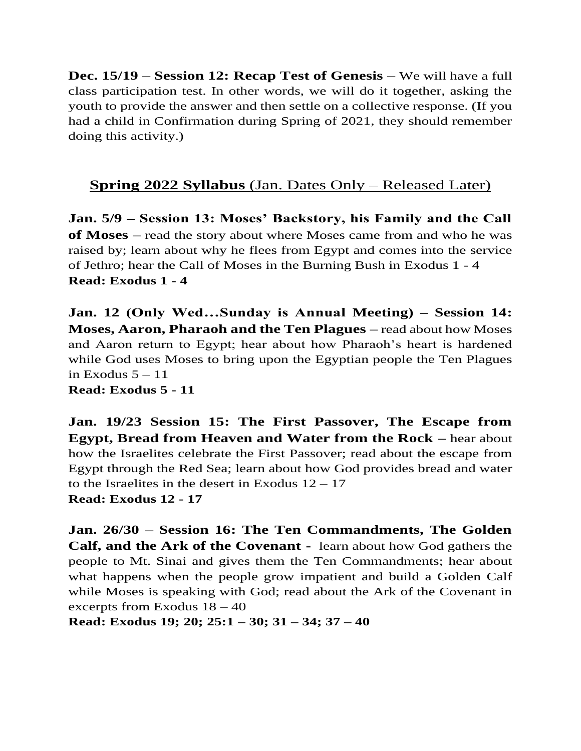**Dec. 15/19 – Session 12: Recap Test of Genesis** – We will have a full class participation test. In other words, we will do it together, asking the youth to provide the answer and then settle on a collective response. (If you had a child in Confirmation during Spring of 2021, they should remember doing this activity.)

## <u>**Spring 2022 Syllabus** (Jan. Dates Only – Released Later)</u>

**Jan. 5/9 – Session 13: Moses' Backstory, his Family and the Call of Moses** – read the story about where Moses came from and who he was raised by; learn about why he flees from Egypt and comes into the service of Jethro; hear the Call of Moses in the Burning Bush in Exodus 1 - 4
**Read: Exodus 1 - 4**

**Jan. 12 (Only Wed...Sunday is Annual Meeting) – Session 14: Moses, Aaron, Pharaoh and the Ten Plagues** – read about how Moses and Aaron return to Egypt; hear about how Pharaoh's heart is hardened while God uses Moses to bring upon the Egyptian people the Ten Plagues in Exodus 5 – 11
**Read: Exodus 5 - 11**

**Jan. 19/23 Session 15: The First Passover, The Escape from Egypt, Bread from Heaven and Water from the Rock** – hear about how the Israelites celebrate the First Passover; read about the escape from Egypt through the Red Sea; learn about how God provides bread and water to the Israelites in the desert in Exodus 12 – 17
**Read: Exodus 12 - 17**

**Jan. 26/30 – Session 16: The Ten Commandments, The Golden Calf, and the Ark of the Covenant** - learn about how God gathers the people to Mt. Sinai and gives them the Ten Commandments; hear about what happens when the people grow impatient and build a Golden Calf while Moses is speaking with God; read about the Ark of the Covenant in excerpts from Exodus 18 – 40
**Read: Exodus 19; 20; 25:1 – 30; 31 – 34; 37 – 40**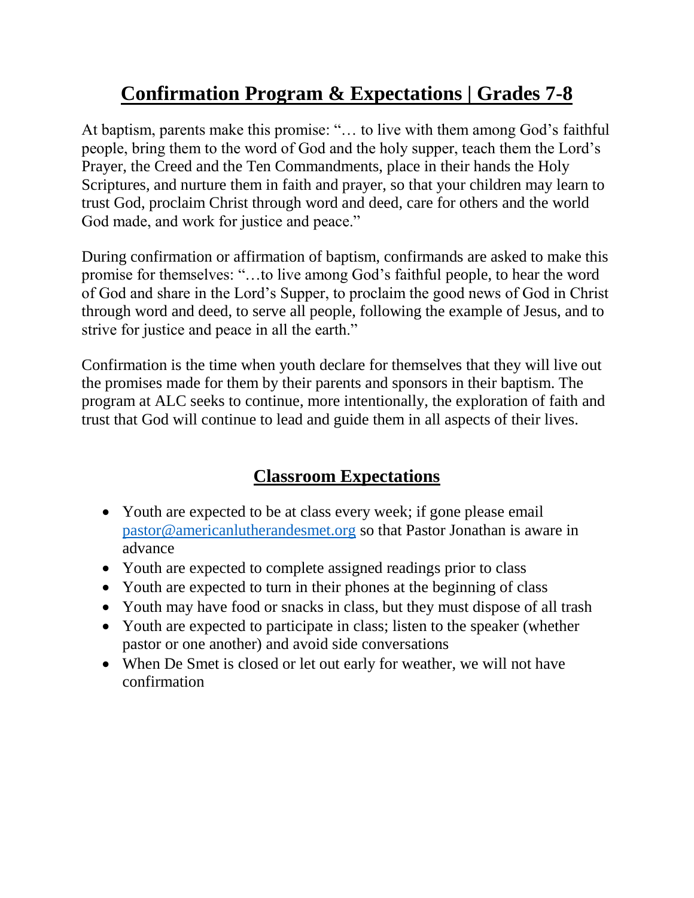# Confirmation Program & Expectations | Grades 7-8

At baptism, parents make this promise: "… to live with them among God's faithful people, bring them to the word of God and the holy supper, teach them the Lord's Prayer, the Creed and the Ten Commandments, place in their hands the Holy Scriptures, and nurture them in faith and prayer, so that your children may learn to trust God, proclaim Christ through word and deed, care for others and the world God made, and work for justice and peace."

During confirmation or affirmation of baptism, confirmands are asked to make this promise for themselves: "…to live among God's faithful people, to hear the word of God and share in the Lord's Supper, to proclaim the good news of God in Christ through word and deed, to serve all people, following the example of Jesus, and to strive for justice and peace in all the earth."

Confirmation is the time when youth declare for themselves that they will live out the promises made for them by their parents and sponsors in their baptism. The program at ALC seeks to continue, more intentionally, the exploration of faith and trust that God will continue to lead and guide them in all aspects of their lives.

## Classroom Expectations

- Youth are expected to be at class every week; if gone please email pastor@americanlutherandesmet.org so that Pastor Jonathan is aware in advance
- Youth are expected to complete assigned readings prior to class
- Youth are expected to turn in their phones at the beginning of class
- Youth may have food or snacks in class, but they must dispose of all trash
- Youth are expected to participate in class; listen to the speaker (whether pastor or one another) and avoid side conversations
- When De Smet is closed or let out early for weather, we will not have confirmation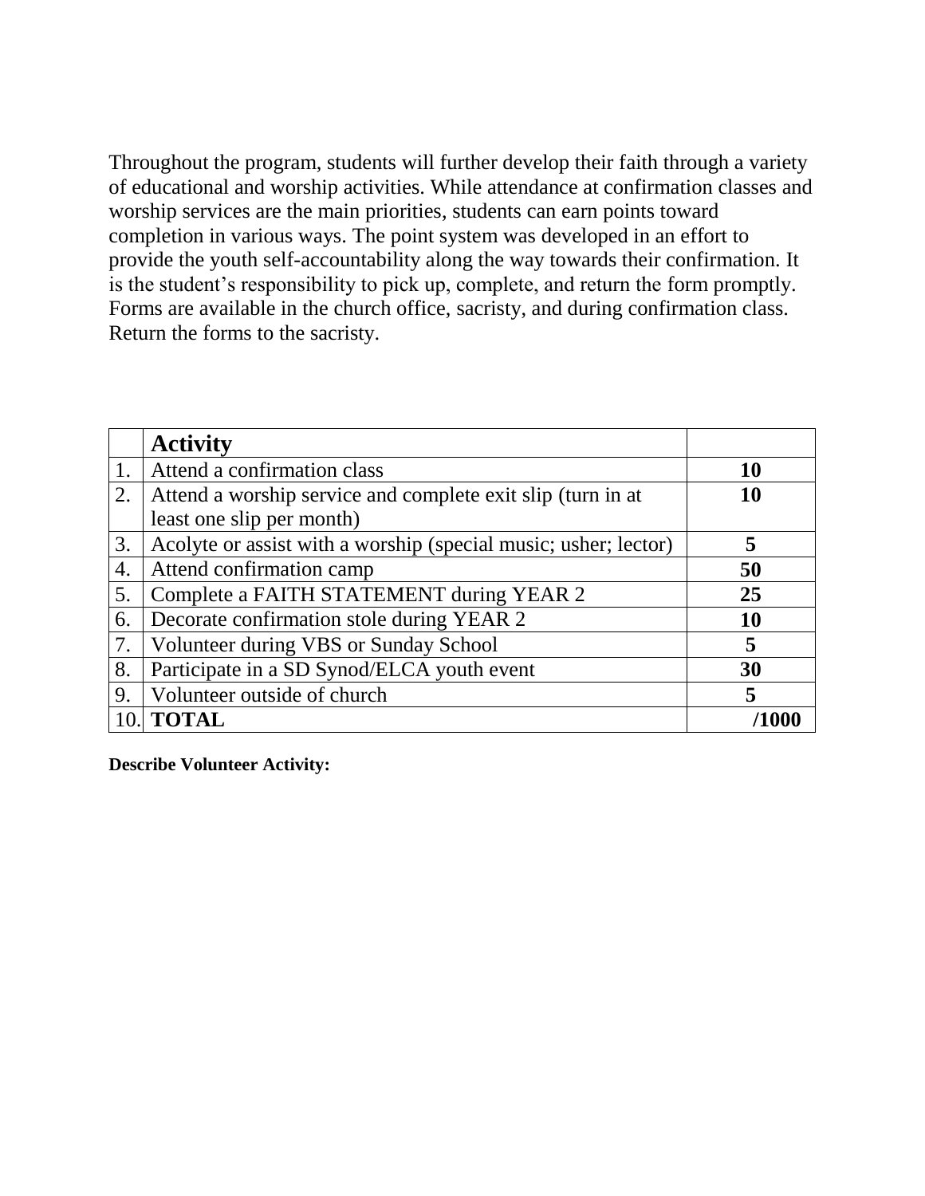Throughout the program, students will further develop their faith through a variety of educational and worship activities. While attendance at confirmation classes and worship services are the main priorities, students can earn points toward completion in various ways. The point system was developed in an effort to provide the youth self-accountability along the way towards their confirmation. It is the student's responsibility to pick up, complete, and return the form promptly. Forms are available in the church office, sacristy, and during confirmation class. Return the forms to the sacristy.

| | **Activity** | |
|---|---|---|
| 1. | Attend a confirmation class | **10** |
| 2. | Attend a worship service and complete exit slip (turn in at least one slip per month) | **10** |
| 3. | Acolyte or assist with a worship (special music; usher; lector) | **5** |
| 4. | Attend confirmation camp | **50** |
| 5. | Complete a FAITH STATEMENT during YEAR 2 | **25** |
| 6. | Decorate confirmation stole during YEAR 2 | **10** |
| 7. | Volunteer during VBS or Sunday School | **5** |
| 8. | Participate in a SD Synod/ELCA youth event | **30** |
| 9. | Volunteer outside of church | **5** |
| 10. | **TOTAL** | **/1000** |

**Describe Volunteer Activity:**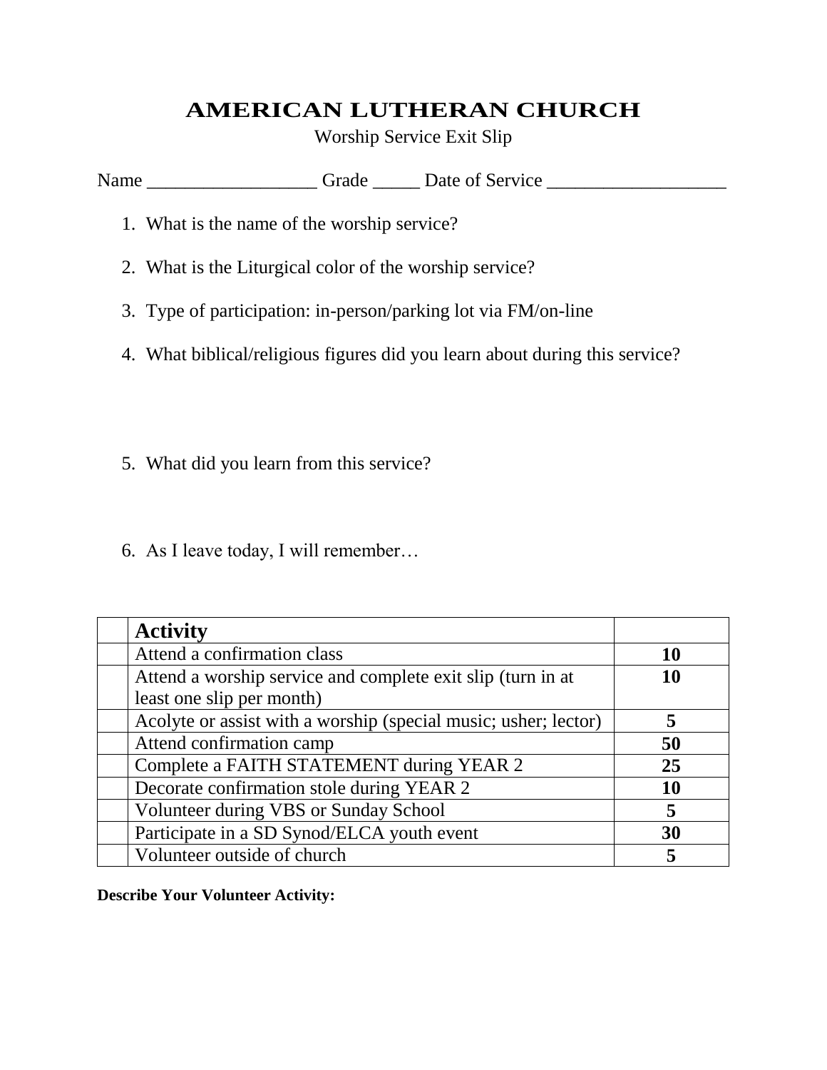# AMERICAN LUTHERAN CHURCH

Worship Service Exit Slip

Name __________________ Grade _____ Date of Service ___________________

1. What is the name of the worship service?
2. What is the Liturgical color of the worship service?
3. Type of participation: in-person/parking lot via FM/on-line
4. What biblical/religious figures did you learn about during this service?
5. What did you learn from this service?
6. As I leave today, I will remember…

| | **Activity** | |
|---|---|---|
| | Attend a confirmation class | **10** |
| | Attend a worship service and complete exit slip (turn in at least one slip per month) | **10** |
| | Acolyte or assist with a worship (special music; usher; lector) | **5** |
| | Attend confirmation camp | **50** |
| | Complete a FAITH STATEMENT during YEAR 2 | **25** |
| | Decorate confirmation stole during YEAR 2 | **10** |
| | Volunteer during VBS or Sunday School | **5** |
| | Participate in a SD Synod/ELCA youth event | **30** |
| | Volunteer outside of church | **5** |

**Describe Your Volunteer Activity:**